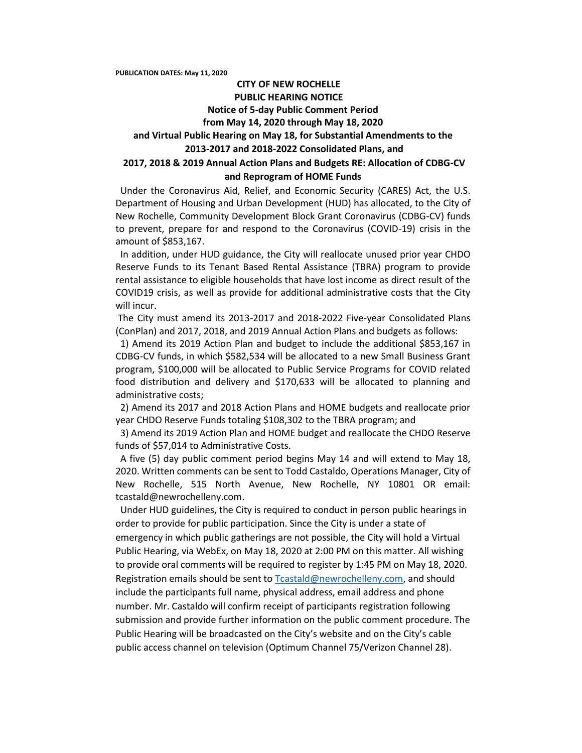**PUBLICATION DATES: May 11, 2020**

# CITY OF NEW ROCHELLE
## PUBLIC HEARING NOTICE
### Notice of 5-day Public Comment Period from May 14, 2020 through May 18, 2020 and Virtual Public Hearing on May 18, for Substantial Amendments to the 2013-2017 and 2018-2022 Consolidated Plans, and 2017, 2018 & 2019 Annual Action Plans and Budgets RE: Allocation of CDBG-CV and Reprogram of HOME Funds

Under the Coronavirus Aid, Relief, and Economic Security (CARES) Act, the U.S. Department of Housing and Urban Development (HUD) has allocated, to the City of New Rochelle, Community Development Block Grant Coronavirus (CDBG-CV) funds to prevent, prepare for and respond to the Coronavirus (COVID-19) crisis in the amount of $853,167.

In addition, under HUD guidance, the City will reallocate unused prior year CHDO Reserve Funds to its Tenant Based Rental Assistance (TBRA) program to provide rental assistance to eligible households that have lost income as direct result of the COVID19 crisis, as well as provide for additional administrative costs that the City will incur.

The City must amend its 2013-2017 and 2018-2022 Five-year Consolidated Plans (ConPlan) and 2017, 2018, and 2019 Annual Action Plans and budgets as follows:

1) Amend its 2019 Action Plan and budget to include the additional $853,167 in CDBG-CV funds, in which $582,534 will be allocated to a new Small Business Grant program, $100,000 will be allocated to Public Service Programs for COVID related food distribution and delivery and $170,633 will be allocated to planning and administrative costs;

2) Amend its 2017 and 2018 Action Plans and HOME budgets and reallocate prior year CHDO Reserve Funds totaling $108,302 to the TBRA program; and

3) Amend its 2019 Action Plan and HOME budget and reallocate the CHDO Reserve funds of $57,014 to Administrative Costs.

A five (5) day public comment period begins May 14 and will extend to May 18, 2020. Written comments can be sent to Todd Castaldo, Operations Manager, City of New Rochelle, 515 North Avenue, New Rochelle, NY 10801 OR email: tcastald@newrochelleny.com.

Under HUD guidelines, the City is required to conduct in person public hearings in order to provide for public participation. Since the City is under a state of emergency in which public gatherings are not possible, the City will hold a Virtual Public Hearing, via WebEx, on May 18, 2020 at 2:00 PM on this matter. All wishing to provide oral comments will be required to register by 1:45 PM on May 18, 2020. Registration emails should be sent to Tcastald@newrochelleny.com, and should include the participants full name, physical address, email address and phone number. Mr. Castaldo will confirm receipt of participants registration following submission and provide further information on the public comment procedure. The Public Hearing will be broadcasted on the City's website and on the City's cable public access channel on television (Optimum Channel 75/Verizon Channel 28).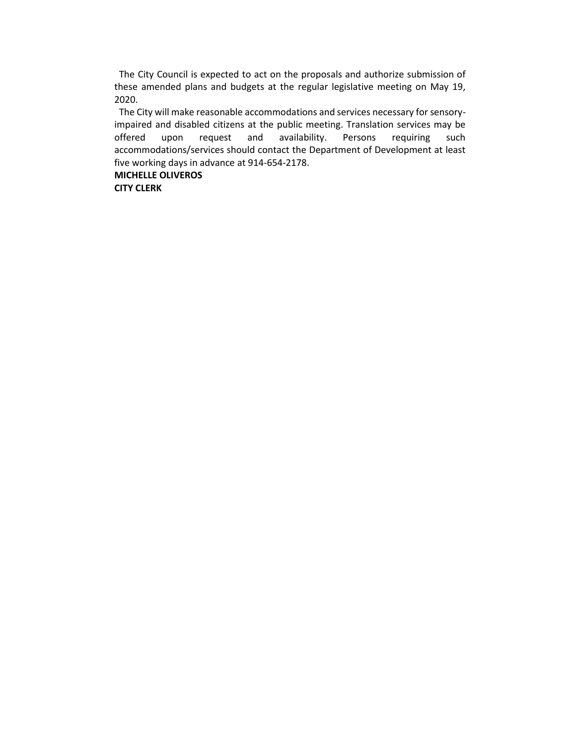The City Council is expected to act on the proposals and authorize submission of these amended plans and budgets at the regular legislative meeting on May 19, 2020.

The City will make reasonable accommodations and services necessary for sensory-impaired and disabled citizens at the public meeting. Translation services may be offered upon request and availability. Persons requiring such accommodations/services should contact the Department of Development at least five working days in advance at 914-654-2178.

**MICHELLE OLIVEROS**
**CITY CLERK**